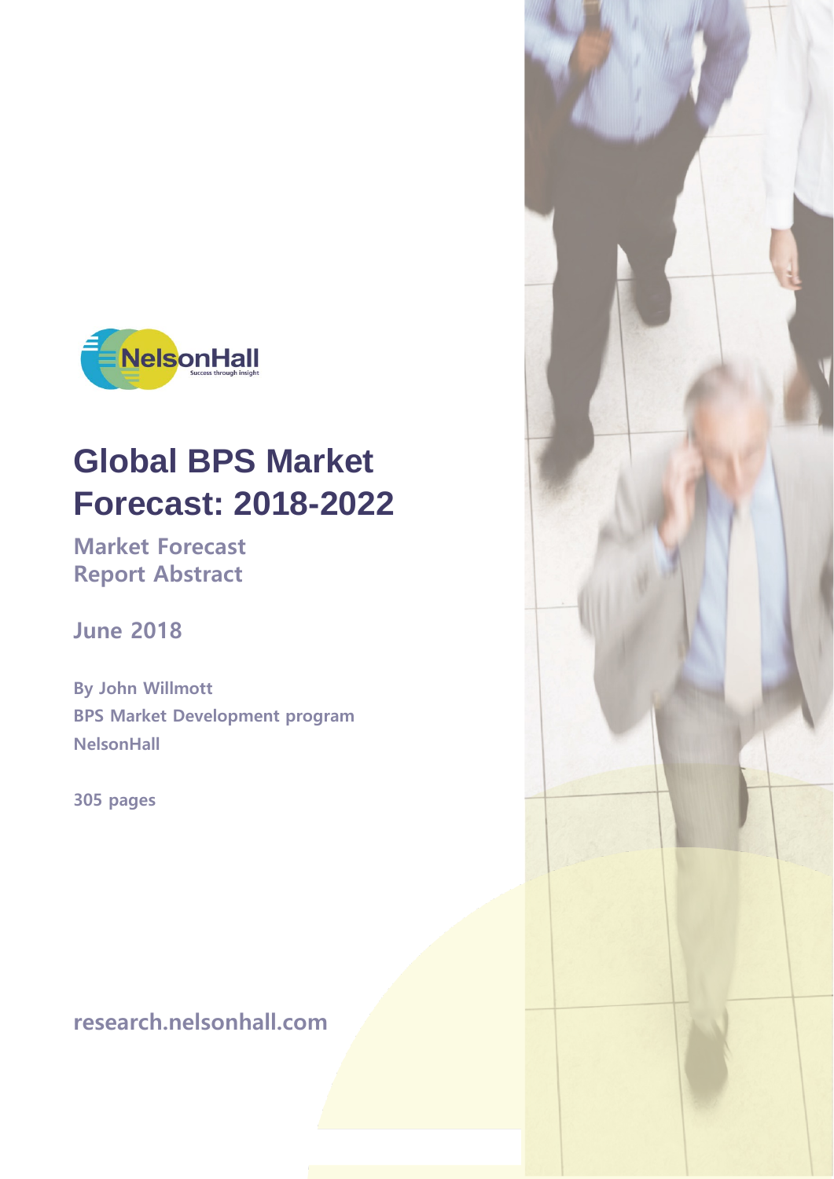NelsonHall
Success through insight

# Global BPS Market Forecast: 2018-2022

## Market Forecast
## Report Abstract

**June 2018**

**By John Willmott**
**BPS Market Development program**
**NelsonHall**

**305 pages**

**research.nelsonhall.com**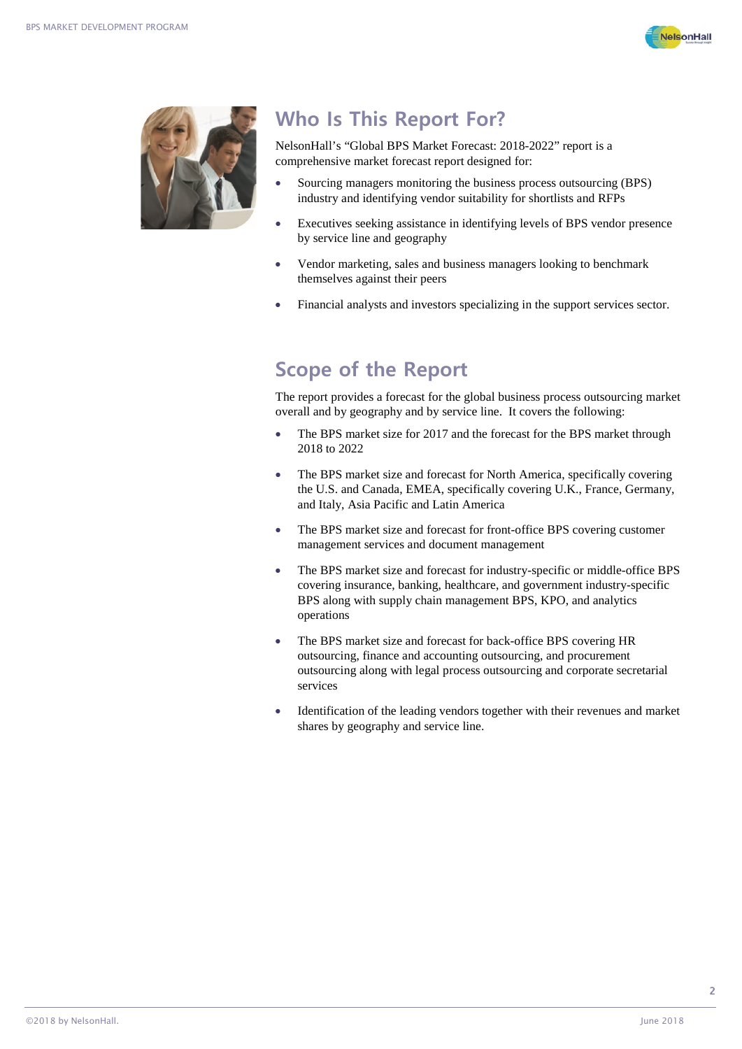## Who Is This Report For?

NelsonHall's "Global BPS Market Forecast: 2018-2022" report is a comprehensive market forecast report designed for:

- Sourcing managers monitoring the business process outsourcing (BPS) industry and identifying vendor suitability for shortlists and RFPs
- Executives seeking assistance in identifying levels of BPS vendor presence by service line and geography
- Vendor marketing, sales and business managers looking to benchmark themselves against their peers
- Financial analysts and investors specializing in the support services sector.

## Scope of the Report

The report provides a forecast for the global business process outsourcing market overall and by geography and by service line. It covers the following:

- The BPS market size for 2017 and the forecast for the BPS market through 2018 to 2022
- The BPS market size and forecast for North America, specifically covering the U.S. and Canada, EMEA, specifically covering U.K., France, Germany, and Italy, Asia Pacific and Latin America
- The BPS market size and forecast for front-office BPS covering customer management services and document management
- The BPS market size and forecast for industry-specific or middle-office BPS covering insurance, banking, healthcare, and government industry-specific BPS along with supply chain management BPS, KPO, and analytics operations
- The BPS market size and forecast for back-office BPS covering HR outsourcing, finance and accounting outsourcing, and procurement outsourcing along with legal process outsourcing and corporate secretarial services
- Identification of the leading vendors together with their revenues and market shares by geography and service line.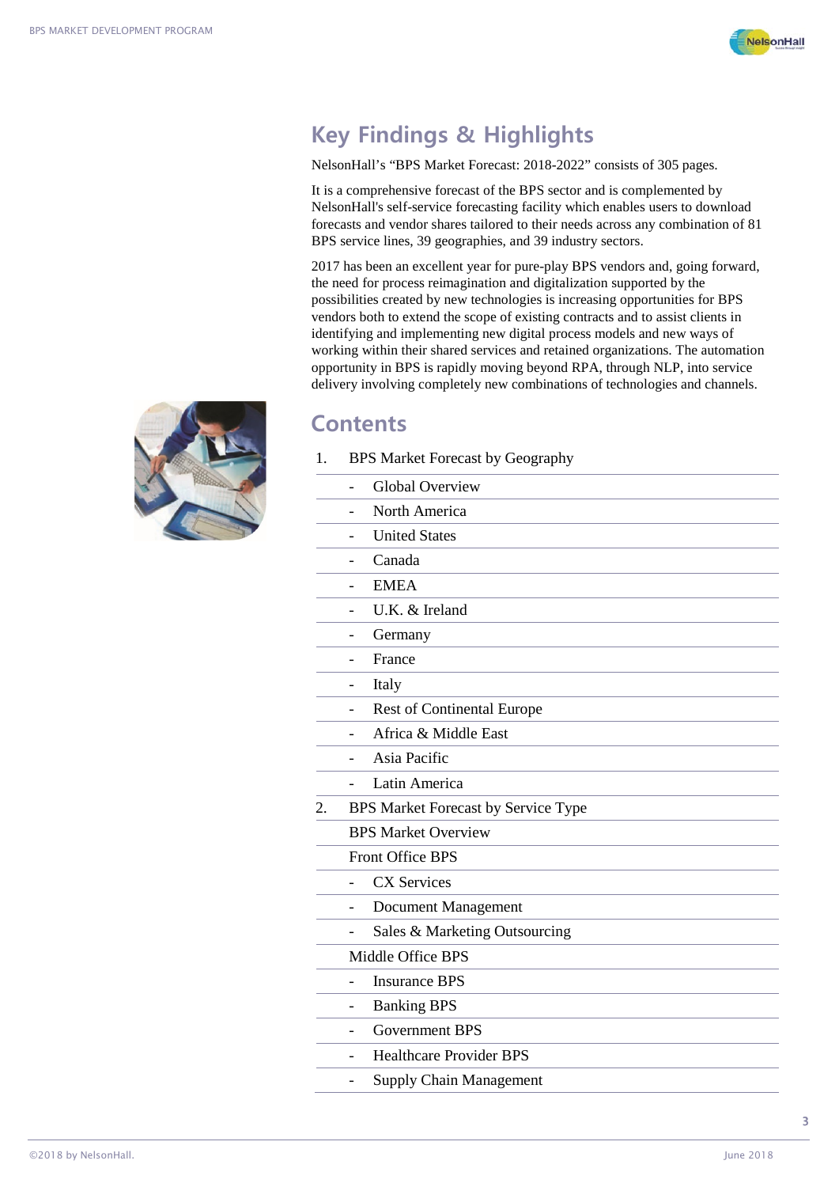## Key Findings & Highlights

NelsonHall's "BPS Market Forecast: 2018-2022" consists of 305 pages.

It is a comprehensive forecast of the BPS sector and is complemented by NelsonHall's self-service forecasting facility which enables users to download forecasts and vendor shares tailored to their needs across any combination of 81 BPS service lines, 39 geographies, and 39 industry sectors.

2017 has been an excellent year for pure-play BPS vendors and, going forward, the need for process reimagination and digitalization supported by the possibilities created by new technologies is increasing opportunities for BPS vendors both to extend the scope of existing contracts and to assist clients in identifying and implementing new digital process models and new ways of working within their shared services and retained organizations. The automation opportunity in BPS is rapidly moving beyond RPA, through NLP, into service delivery involving completely new combinations of technologies and channels.

## Contents

1. BPS Market Forecast by Geography
   - Global Overview
   - North America
   - United States
   - Canada
   - EMEA
   - U.K. & Ireland
   - Germany
   - France
   - Italy
   - Rest of Continental Europe
   - Africa & Middle East
   - Asia Pacific
   - Latin America
2. BPS Market Forecast by Service Type

   BPS Market Overview

   Front Office BPS
   - CX Services
   - Document Management
   - Sales & Marketing Outsourcing

   Middle Office BPS
   - Insurance BPS
   - Banking BPS
   - Government BPS
   - Healthcare Provider BPS
   - Supply Chain Management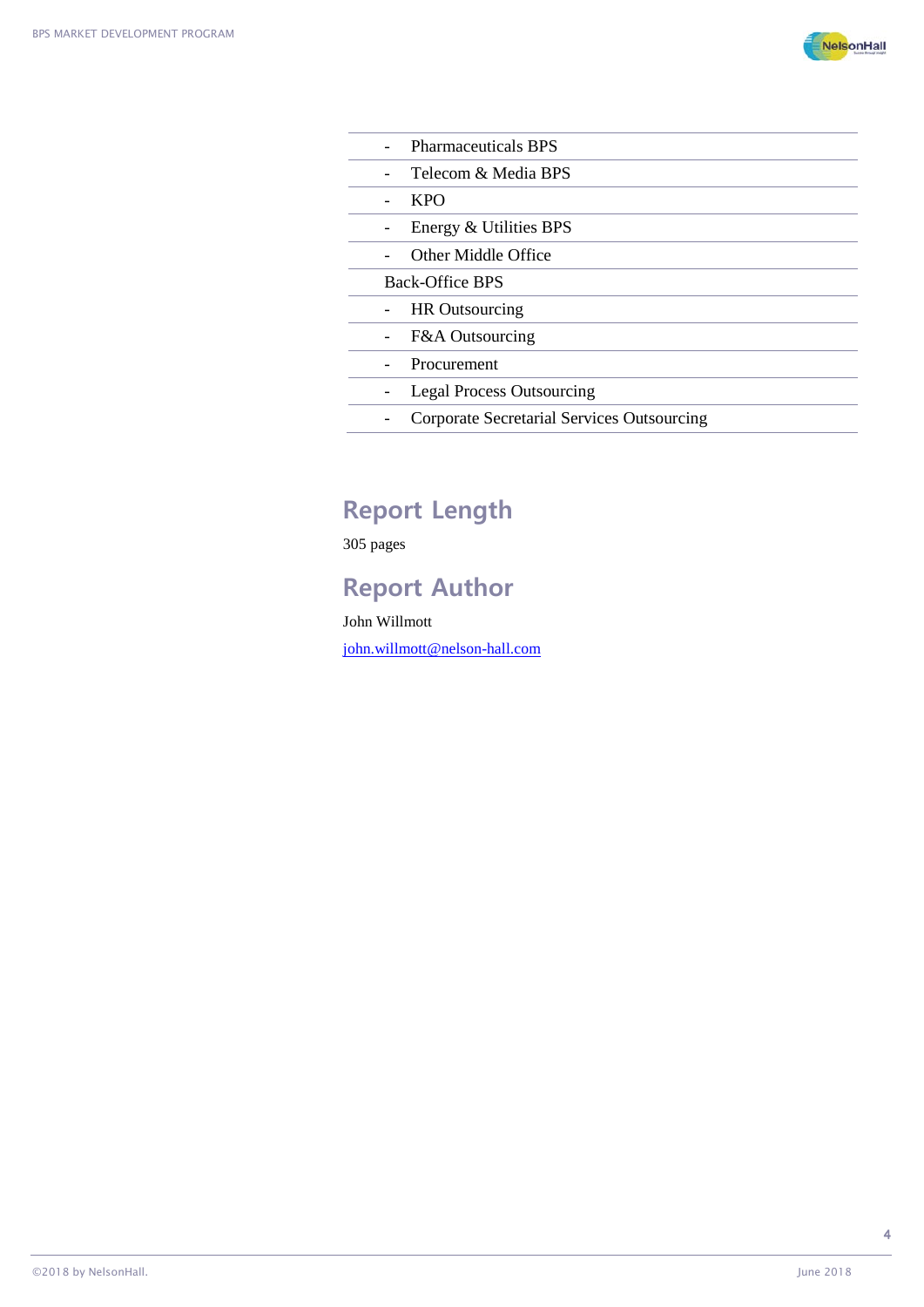- Pharmaceuticals BPS
- Telecom & Media BPS
- KPO
- Energy & Utilities BPS
- Other Middle Office

Back-Office BPS

- HR Outsourcing
- F&A Outsourcing
- Procurement
- Legal Process Outsourcing
- Corporate Secretarial Services Outsourcing

## Report Length

305 pages

## Report Author

John Willmott

john.willmott@nelson-hall.com